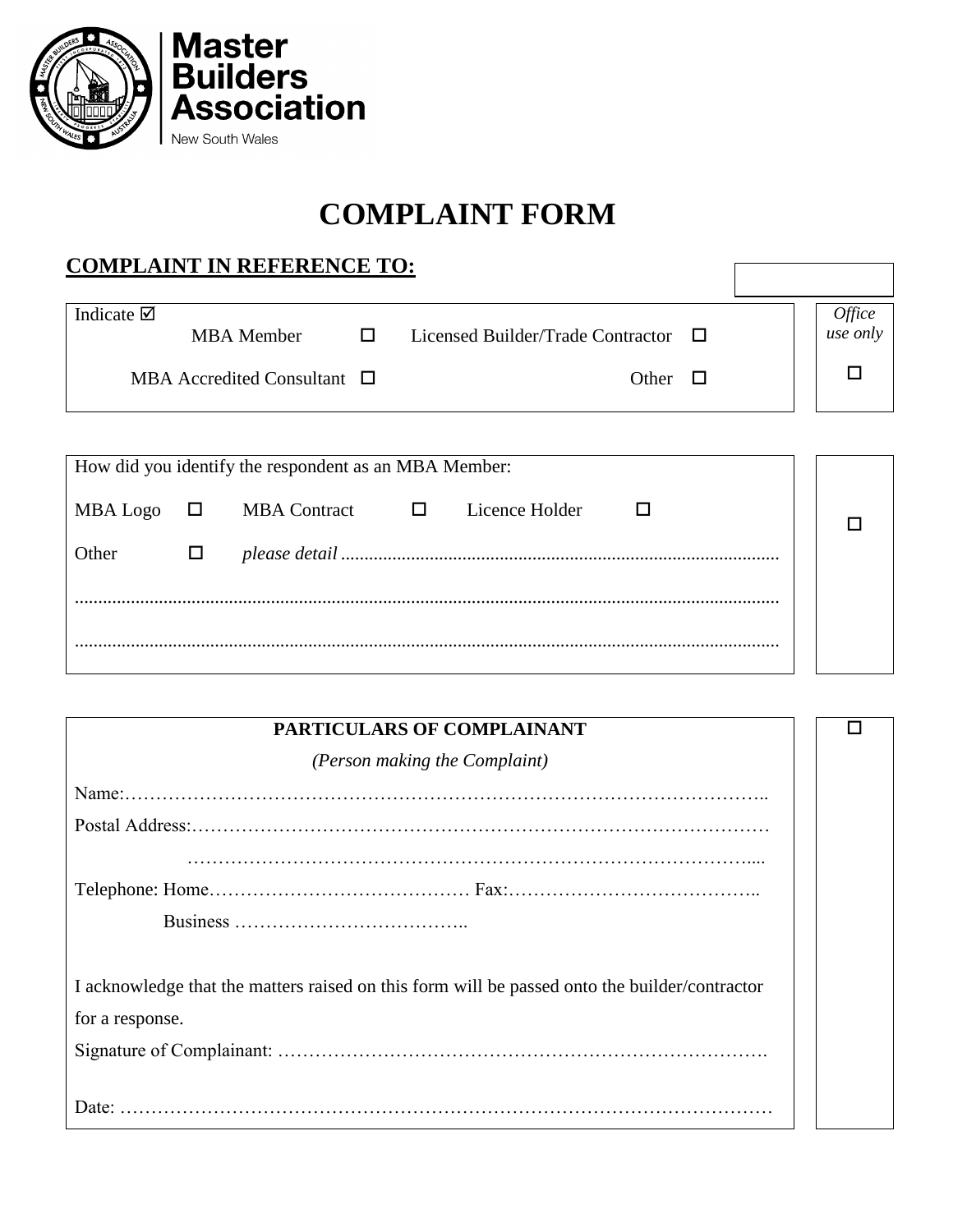**Master Builders Association**
New South Wales

# COMPLAINT FORM

## COMPLAINT IN REFERENCE TO:

Indicate ☑

MBA Member ☐ Licensed Builder/Trade Contractor ☐

MBA Accredited Consultant ☐ Other ☐

*Office use only* ☐

How did you identify the respondent as an MBA Member:

MBA Logo ☐ MBA Contract ☐ Licence Holder ☐

Other ☐ *please detail* ............................................................................................

.....................................................................................................................................

.....................................................................................................................................

☐

**PARTICULARS OF COMPLAINANT**

*(Person making the Complaint)*

Name:………………………………………………………………………………………..

Postal Address:………………………………………………………………………………

………………………………………………………………………………....

Telephone: Home…………………………………… Fax:…………………………………..

Business ………………………………..

I acknowledge that the matters raised on this form will be passed onto the builder/contractor for a response.

Signature of Complainant: ………………………………………………………………….

Date: …………………………………………………………………………………………

☐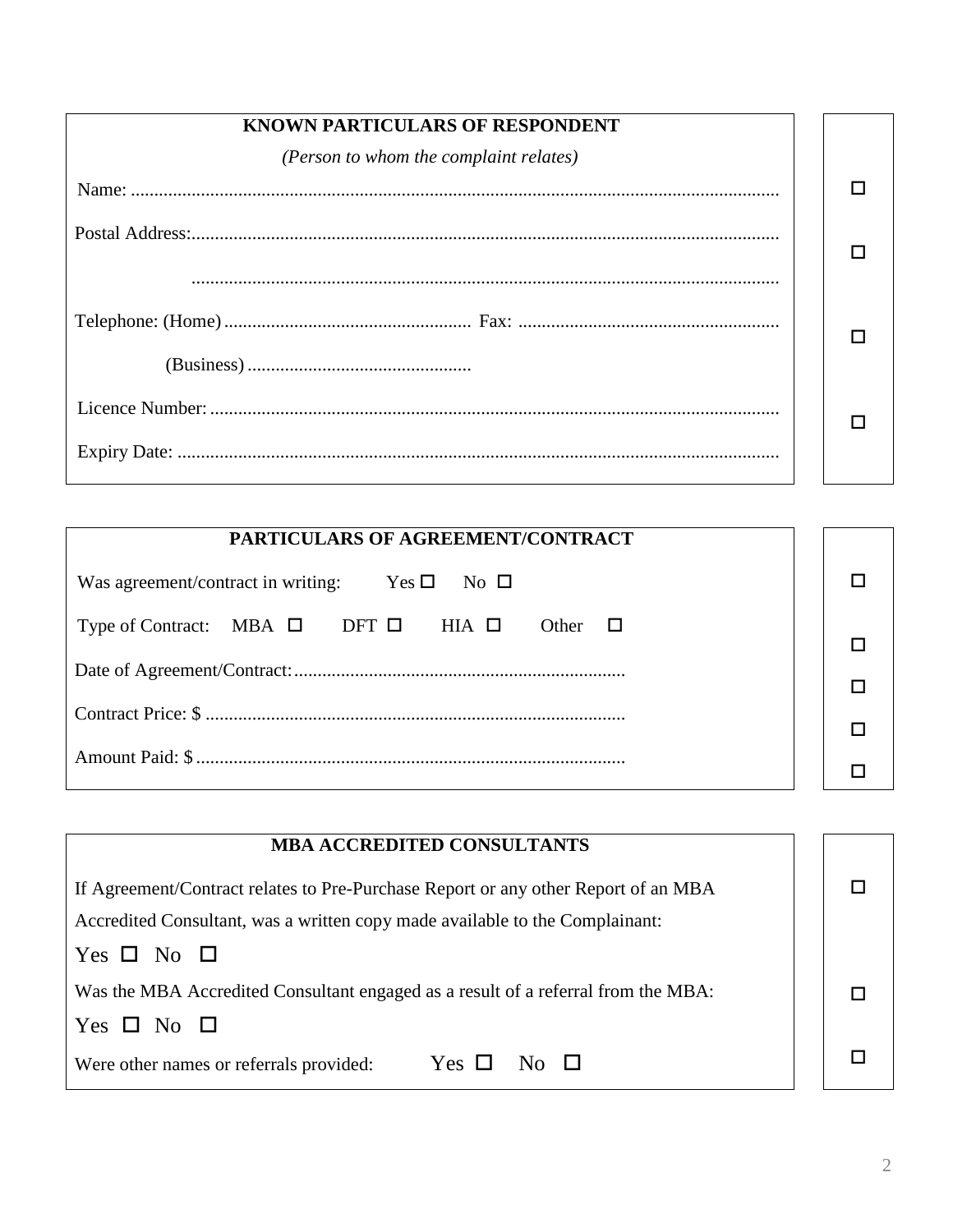## KNOWN PARTICULARS OF RESPONDENT

*(Person to whom the complaint relates)*

Name: .......................................................................................................................... ☐

Postal Address:............................................................................................................. ☐

.............................................................................................................................

Telephone: (Home) ..................................................... Fax: ....................................................... ☐

(Business) ................................................

Licence Number: ......................................................................................................... ☐

Expiry Date: ................................................................................................................

## PARTICULARS OF AGREEMENT/CONTRACT

Was agreement/contract in writing: Yes ☐ No ☐ ☐

Type of Contract: MBA ☐ DFT ☐ HIA ☐ Other ☐ ☐

Date of Agreement/Contract:....................................................................... ☐

Contract Price: $ ......................................................................................... ☐

Amount Paid: $ ........................................................................................... ☐

## MBA ACCREDITED CONSULTANTS

If Agreement/Contract relates to Pre-Purchase Report or any other Report of an MBA Accredited Consultant, was a written copy made available to the Complainant: ☐

Yes ☐ No ☐

Was the MBA Accredited Consultant engaged as a result of a referral from the MBA: ☐

Yes ☐ No ☐

Were other names or referrals provided: Yes ☐ No ☐ ☐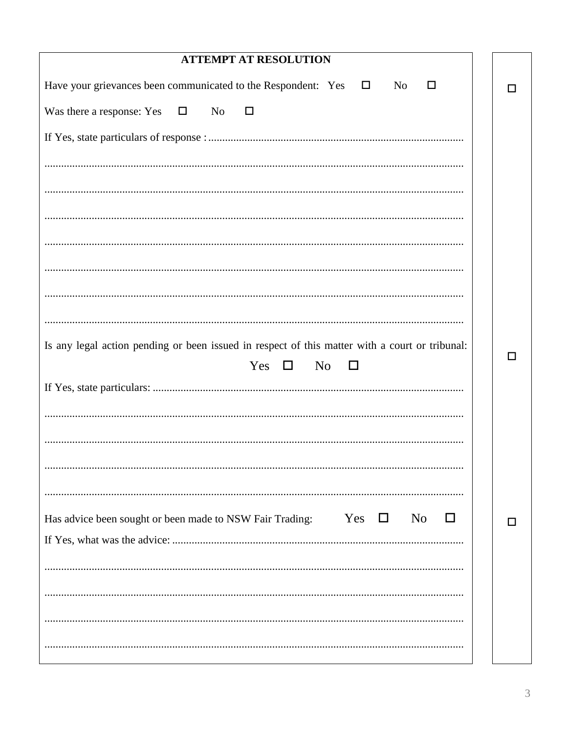## ATTEMPT AT RESOLUTION

Have your grievances been communicated to the Respondent: Yes ☐ No ☐ ☐

Was there a response: Yes ☐ No ☐

If Yes, state particulars of response : ..........................................................................................

.....................................................................................................................................................

.....................................................................................................................................................

.....................................................................................................................................................

.....................................................................................................................................................

.....................................................................................................................................................

.....................................................................................................................................................

.....................................................................................................................................................

Is any legal action pending or been issued in respect of this matter with a court or tribunal: ☐

Yes ☐ No ☐

If Yes, state particulars: ..............................................................................................................

.....................................................................................................................................................

.....................................................................................................................................................

.....................................................................................................................................................

.....................................................................................................................................................

Has advice been sought or been made to NSW Fair Trading: Yes ☐ No ☐ ☐

If Yes, what was the advice: ........................................................................................................

.....................................................................................................................................................

.....................................................................................................................................................

.....................................................................................................................................................

.....................................................................................................................................................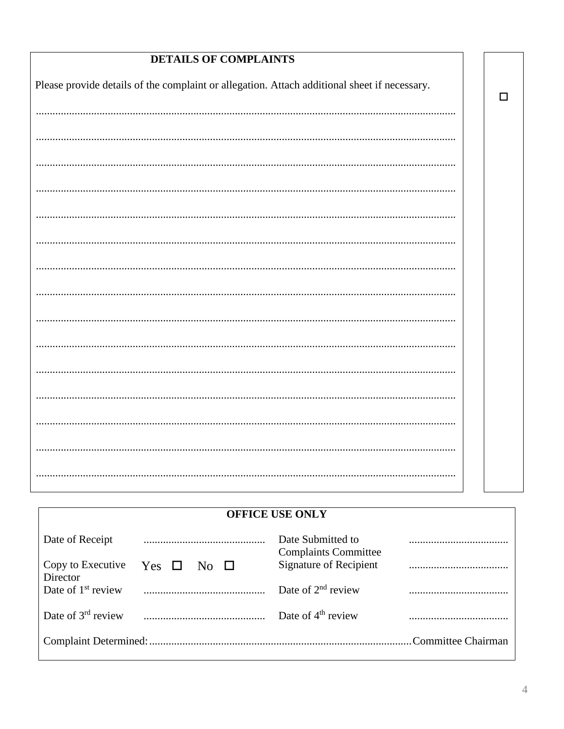## DETAILS OF COMPLAINTS

Please provide details of the complaint or allegation. Attach additional sheet if necessary.

☐

.....................................................................................................................................................

.....................................................................................................................................................

.....................................................................................................................................................

.....................................................................................................................................................

.....................................................................................................................................................

.....................................................................................................................................................

.....................................................................................................................................................

.....................................................................................................................................................

.....................................................................................................................................................

.....................................................................................................................................................

.....................................................................................................................................................

.....................................................................................................................................................

.....................................................................................................................................................

.....................................................................................................................................................

.....................................................................................................................................................

## OFFICE USE ONLY

| | | | |
|---|---|---|---|
| Date of Receipt | ............................................ | Date Submitted to Complaints Committee | .................................... |
| Copy to Executive Director | Yes ☐ No ☐ | Signature of Recipient | .................................... |
| Date of 1st review | ............................................ | Date of 2nd review | .................................... |
| Date of 3rd review | ............................................ | Date of 4th review | .................................... |

Complaint Determined:.............................................................................................Committee Chairman